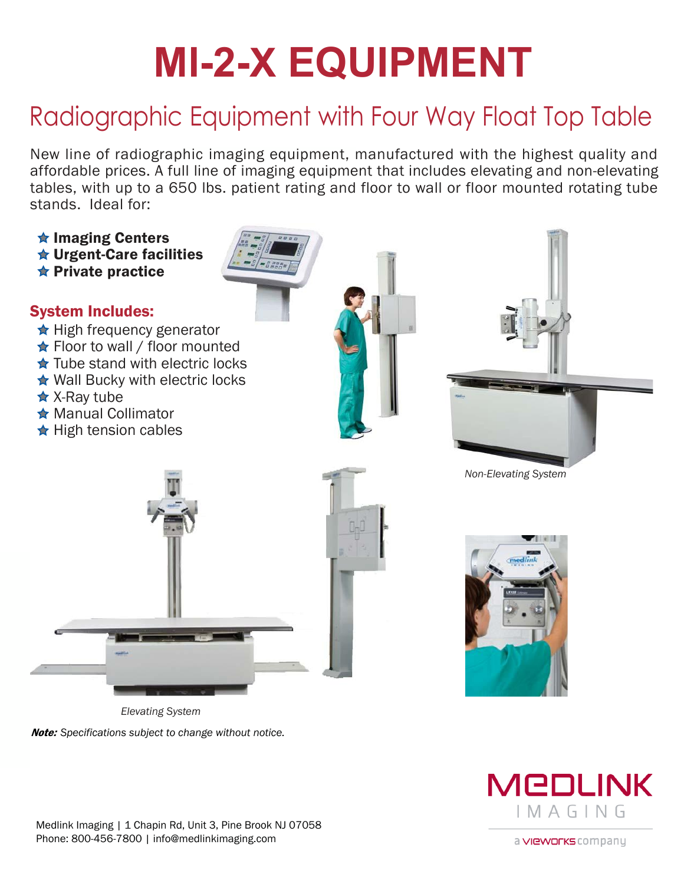# MI-2-X EQUIPMENT

## Radiographic Equipment with Four Way Float Top Table

New line of radiographic imaging equipment, manufactured with the highest quality and affordable prices. A full line of imaging equipment that includes elevating and non-elevating tables, with up to a 650 lbs. patient rating and floor to wall or floor mounted rotating tube stands. Ideal for:

- **Imaging Centers**
- **Urgent-Care facilities**
- **Private practice**

### System Includes:

- High frequency generator
- Floor to wall / floor mounted
- Tube stand with electric locks
- Wall Bucky with electric locks
- X-Ray tube
- Manual Collimator
- High tension cables

*Non-Elevating System*

*Elevating System*

***Note:*** *Specifications subject to change without notice.*

Medlink Imaging | 1 Chapin Rd, Unit 3, Pine Brook NJ 07058
Phone: 800-456-7800 | info@medlinkimaging.com

MEDLINK IMAGING

a vieworks company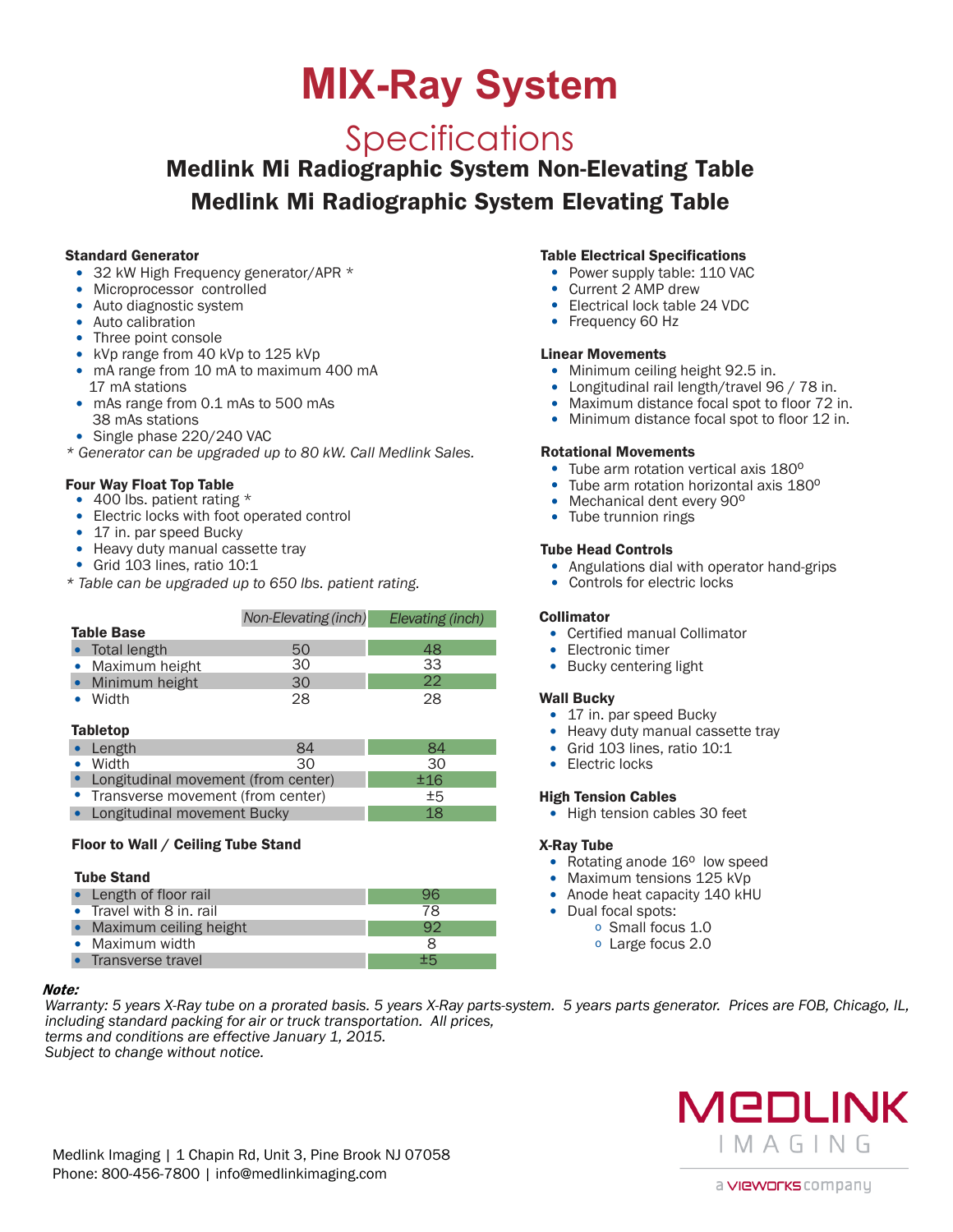# MIX-Ray System

## Specifications

### Medlink Mi Radiographic System Non-Elevating Table

### Medlink Mi Radiographic System Elevating Table

**Standard Generator**

- 32 kW High Frequency generator/APR *
- Microprocessor controlled
- Auto diagnostic system
- Auto calibration
- Three point console
- kVp range from 40 kVp to 125 kVp
- mA range from 10 mA to maximum 400 mA 17 mA stations
- mAs range from 0.1 mAs to 500 mAs 38 mAs stations
- Single phase 220/240 VAC

*\* Generator can be upgraded up to 80 kW. Call Medlink Sales.*

**Four Way Float Top Table**

- 400 lbs. patient rating *
- Electric locks with foot operated control
- 17 in. par speed Bucky
- Heavy duty manual cassette tray
- Grid 103 lines, ratio 10:1

*\* Table can be upgraded up to 650 lbs. patient rating.*

| | *Non-Elevating (inch)* | *Elevating (inch)* |
|---|---|---|
| **Table Base** | | |
| • Total length | 50 | 48 |
| • Maximum height | 30 | 33 |
| • Minimum height | 30 | 22 |
| • Width | 28 | 28 |
| **Tabletop** | | |
| • Length | 84 | 84 |
| • Width | 30 | 30 |
| • Longitudinal movement (from center) | | ±16 |
| • Transverse movement (from center) | | ±5 |
| • Longitudinal movement Bucky | | 18 |

**Floor to Wall / Ceiling Tube Stand**

| **Tube Stand** | |
|---|---|
| • Length of floor rail | 96 |
| • Travel with 8 in. rail | 78 |
| • Maximum ceiling height | 92 |
| • Maximum width | 8 |
| • Transverse travel | ±5 |

**Table Electrical Specifications**

- Power supply table: 110 VAC
- Current 2 AMP drew
- Electrical lock table 24 VDC
- Frequency 60 Hz

**Linear Movements**

- Minimum ceiling height 92.5 in.
- Longitudinal rail length/travel 96 / 78 in.
- Maximum distance focal spot to floor 72 in.
- Minimum distance focal spot to floor 12 in.

**Rotational Movements**

- Tube arm rotation vertical axis 180º
- Tube arm rotation horizontal axis 180º
- Mechanical dent every 90º
- Tube trunnion rings

**Tube Head Controls**

- Angulations dial with operator hand-grips
- Controls for electric locks

**Collimator**

- Certified manual Collimator
- Electronic timer
- Bucky centering light

**Wall Bucky**

- 17 in. par speed Bucky
- Heavy duty manual cassette tray
- Grid 103 lines, ratio 10:1
- Electric locks

**High Tension Cables**

- High tension cables 30 feet

**X-Ray Tube**

- Rotating anode 16º low speed
- Maximum tensions 125 kVp
- Anode heat capacity 140 kHU
- Dual focal spots:
  - Small focus 1.0
  - Large focus 2.0

***Note:***

*Warranty: 5 years X-Ray tube on a prorated basis. 5 years X-Ray parts-system. 5 years parts generator. Prices are FOB, Chicago, IL, including standard packing for air or truck transportation. All prices, terms and conditions are effective January 1, 2015. Subject to change without notice.*

MEDLINK IMAGING

a VIEWORKS company

Medlink Imaging | 1 Chapin Rd, Unit 3, Pine Brook NJ 07058
Phone: 800-456-7800 | info@medlinkimaging.com